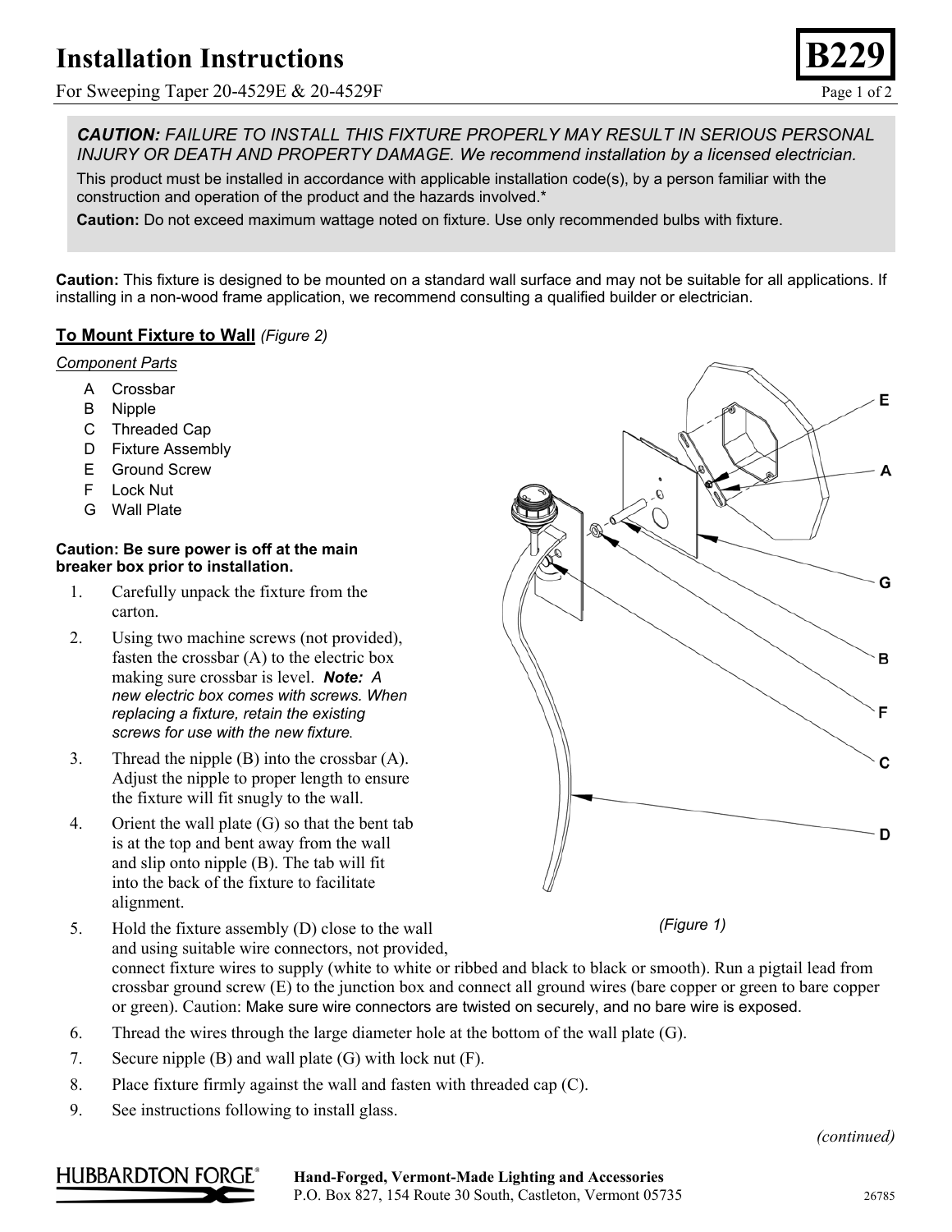# Installation Instructions

For Sweeping Taper 20-4529E & 20-4529F

**B229**

***CAUTION:** FAILURE TO INSTALL THIS FIXTURE PROPERLY MAY RESULT IN SERIOUS PERSONAL INJURY OR DEATH AND PROPERTY DAMAGE. We recommend installation by a licensed electrician.*

This product must be installed in accordance with applicable installation code(s), by a person familiar with the construction and operation of the product and the hazards involved.*

**Caution:** Do not exceed maximum wattage noted on fixture. Use only recommended bulbs with fixture.

**Caution:** This fixture is designed to be mounted on a standard wall surface and may not be suitable for all applications. If installing in a non-wood frame application, we recommend consulting a qualified builder or electrician.

## To Mount Fixture to Wall *(Figure 2)*

*Component Parts*

- A Crossbar
- B Nipple
- C Threaded Cap
- D Fixture Assembly
- E Ground Screw
- F Lock Nut
- G Wall Plate

**Caution: Be sure power is off at the main breaker box prior to installation.**

1. Carefully unpack the fixture from the carton.
2. Using two machine screws (not provided), fasten the crossbar (A) to the electric box making sure crossbar is level. ***Note:** A new electric box comes with screws. When replacing a fixture, retain the existing screws for use with the new fixture.*
3. Thread the nipple (B) into the crossbar (A). Adjust the nipple to proper length to ensure the fixture will fit snugly to the wall.
4. Orient the wall plate (G) so that the bent tab is at the top and bent away from the wall and slip onto nipple (B). The tab will fit into the back of the fixture to facilitate alignment.
5. Hold the fixture assembly (D) close to the wall and using suitable wire connectors, not provided, connect fixture wires to supply (white to white or ribbed and black to black or smooth). Run a pigtail lead from crossbar ground screw (E) to the junction box and connect all ground wires (bare copper or green to bare copper or green). Caution: Make sure wire connectors are twisted on securely, and no bare wire is exposed.
6. Thread the wires through the large diameter hole at the bottom of the wall plate (G).
7. Secure nipple (B) and wall plate (G) with lock nut (F).
8. Place fixture firmly against the wall and fasten with threaded cap (C).
9. See instructions following to install glass.

E, A, G, B, F, C, D

*(Figure 1)*

*(continued)*

HUBBARDTON FORGE®

**Hand-Forged, Vermont-Made Lighting and Accessories**
P.O. Box 827, 154 Route 30 South, Castleton, Vermont 05735

26785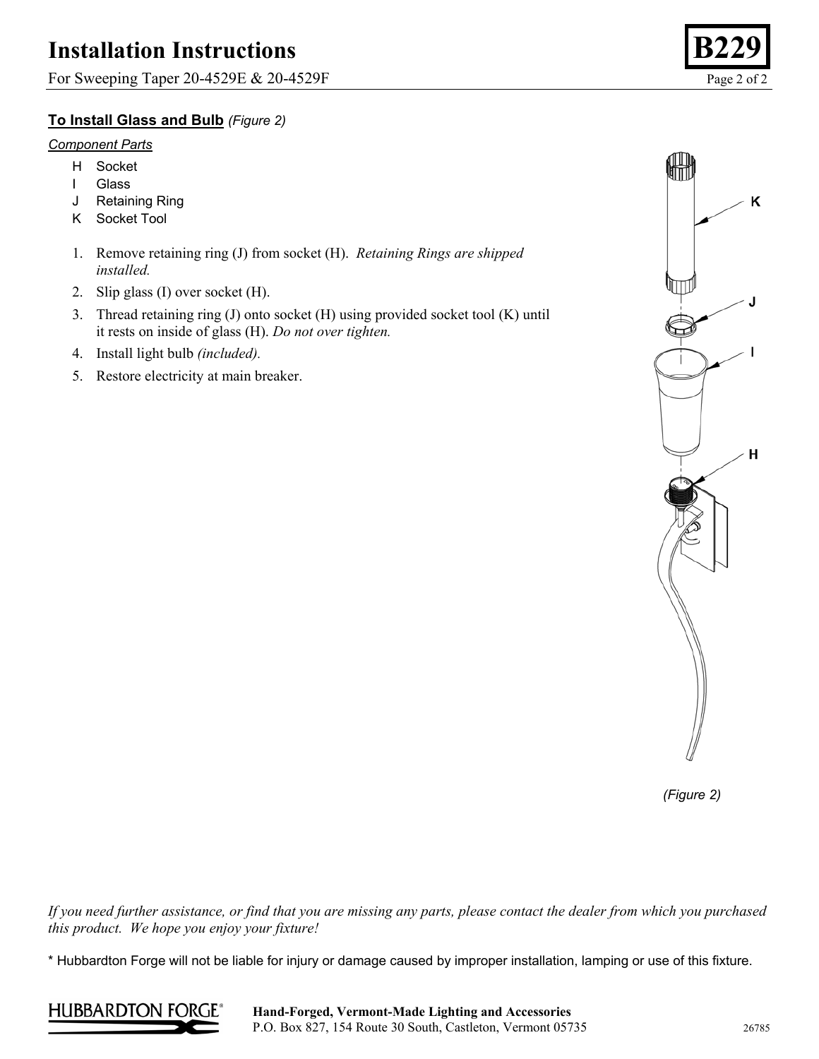## To Install Glass and Bulb *(Figure 2)*

*Component Parts*

- H Socket
- I Glass
- J Retaining Ring
- K Socket Tool

1. Remove retaining ring (J) from socket (H). *Retaining Rings are shipped installed.*
2. Slip glass (I) over socket (H).
3. Thread retaining ring (J) onto socket (H) using provided socket tool (K) until it rests on inside of glass (H). *Do not over tighten.*
4. Install light bulb *(included).*
5. Restore electricity at main breaker.

K

J

I

H

*(Figure 2)*

*If you need further assistance, or find that you are missing any parts, please contact the dealer from which you purchased this product. We hope you enjoy your fixture!*

* Hubbardton Forge will not be liable for injury or damage caused by improper installation, lamping or use of this fixture.

HUBBARDTON FORGE®

**Hand-Forged, Vermont-Made Lighting and Accessories**
P.O. Box 827, 154 Route 30 South, Castleton, Vermont 05735

26785